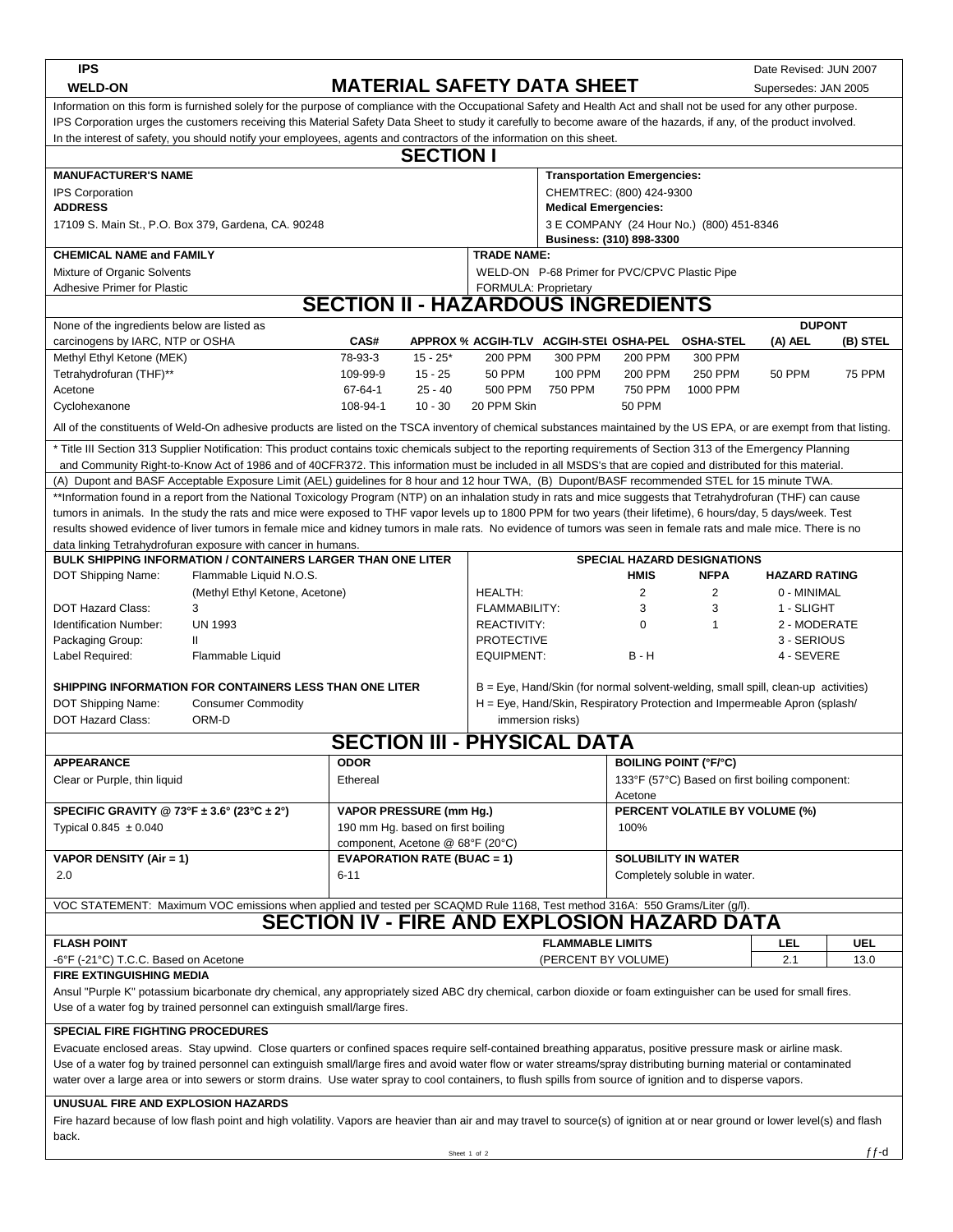**IPS**
**WELD-ON**

# MATERIAL SAFETY DATA SHEET

Date Revised: JUN 2007
Supersedes: JAN 2005

Information on this form is furnished solely for the purpose of compliance with the Occupational Safety and Health Act and shall not be used for any other purpose. IPS Corporation urges the customers receiving this Material Safety Data Sheet to study it carefully to become aware of the hazards, if any, of the product involved. In the interest of safety, you should notify your employees, agents and contractors of the information on this sheet.

## SECTION I

**MANUFACTURER'S NAME**
IPS Corporation

**ADDRESS**
17109 S. Main St., P.O. Box 379, Gardena, CA. 90248

**Transportation Emergencies:**
CHEMTREC: (800) 424-9300

**Medical Emergencies:**
3 E COMPANY (24 Hour No.) (800) 451-8346
**Business: (310) 898-3300**

**CHEMICAL NAME and FAMILY**
Mixture of Organic Solvents
Adhesive Primer for Plastic

**TRADE NAME:**
WELD-ON P-68 Primer for PVC/CPVC Plastic Pipe
FORMULA: Proprietary

## SECTION II - HAZARDOUS INGREDIENTS

| None of the ingredients below are listed as carcinogens by IARC, NTP or OSHA | CAS# | APPROX % | ACGIH-TLV | ACGIH-STEL | OSHA-PEL | OSHA-STEL | DUPONT (A) AEL | DUPONT (B) STEL |
|---|---|---|---|---|---|---|---|---|
| Methyl Ethyl Ketone (MEK) | 78-93-3 | 15 - 25* | 200 PPM | 300 PPM | 200 PPM | 300 PPM | | |
| Tetrahydrofuran (THF)** | 109-99-9 | 15 - 25 | 50 PPM | 100 PPM | 200 PPM | 250 PPM | 50 PPM | 75 PPM |
| Acetone | 67-64-1 | 25 - 40 | 500 PPM | 750 PPM | 750 PPM | 1000 PPM | | |
| Cyclohexanone | 108-94-1 | 10 - 30 | 20 PPM Skin | | 50 PPM | | | |

All of the constituents of Weld-On adhesive products are listed on the TSCA inventory of chemical substances maintained by the US EPA, or are exempt from that listing.

* Title III Section 313 Supplier Notification: This product contains toxic chemicals subject to the reporting requirements of Section 313 of the Emergency Planning and Community Right-to-Know Act of 1986 and of 40CFR372. This information must be included in all MSDS's that are copied and distributed for this material.

(A) Dupont and BASF Acceptable Exposure Limit (AEL) guidelines for 8 hour and 12 hour TWA, (B) Dupont/BASF recommended STEL for 15 minute TWA.

**Information found in a report from the National Toxicology Program (NTP) on an inhalation study in rats and mice suggests that Tetrahydrofuran (THF) can cause tumors in animals. In the study the rats and mice were exposed to THF vapor levels up to 1800 PPM for two years (their lifetime), 6 hours/day, 5 days/week. Test results showed evidence of liver tumors in female mice and kidney tumors in male rats. No evidence of tumors was seen in female rats and male mice. There is no data linking Tetrahydrofuran exposure with cancer in humans.

**BULK SHIPPING INFORMATION / CONTAINERS LARGER THAN ONE LITER**

| | |
|---|---|
| DOT Shipping Name: | Flammable Liquid N.O.S. (Methyl Ethyl Ketone, Acetone) |
| DOT Hazard Class: | 3 |
| Identification Number: | UN 1993 |
| Packaging Group: | II |
| Label Required: | Flammable Liquid |

**SHIPPING INFORMATION FOR CONTAINERS LESS THAN ONE LITER**

| | |
|---|---|
| DOT Shipping Name: | Consumer Commodity |
| DOT Hazard Class: | ORM-D |

**SPECIAL HAZARD DESIGNATIONS**

| | HMIS | NFPA | HAZARD RATING |
|---|---|---|---|
| HEALTH: | 2 | 2 | 0 - MINIMAL |
| FLAMMABILITY: | 3 | 3 | 1 - SLIGHT |
| REACTIVITY: | 0 | 1 | 2 - MODERATE |
| PROTECTIVE EQUIPMENT: | B - H | | 3 - SERIOUS |
| | | | 4 - SEVERE |

B = Eye, Hand/Skin (for normal solvent-welding, small spill, clean-up activities)
H = Eye, Hand/Skin, Respiratory Protection and Impermeable Apron (splash/immersion risks)

## SECTION III - PHYSICAL DATA

| APPEARANCE | ODOR | BOILING POINT (°F/°C) |
|---|---|---|
| Clear or Purple, thin liquid | Ethereal | 133°F (57°C) Based on first boiling component: Acetone |
| **SPECIFIC GRAVITY @ 73°F ± 3.6° (23°C ± 2°)** | **VAPOR PRESSURE (mm Hg.)** | **PERCENT VOLATILE BY VOLUME (%)** |
| Typical 0.845 ± 0.040 | 190 mm Hg. based on first boiling component, Acetone @ 68°F (20°C) | 100% |
| **VAPOR DENSITY (Air = 1)** | **EVAPORATION RATE (BUAC = 1)** | **SOLUBILITY IN WATER** |
| 2.0 | 6-11 | Completely soluble in water. |

VOC STATEMENT: Maximum VOC emissions when applied and tested per SCAQMD Rule 1168, Test method 316A: 550 Grams/Liter (g/l).

## SECTION IV - FIRE AND EXPLOSION HAZARD DATA

| FLASH POINT | FLAMMABLE LIMITS (PERCENT BY VOLUME) | LEL | UEL |
|---|---|---|---|
| -6°F (-21°C) T.C.C. Based on Acetone | | 2.1 | 13.0 |

**FIRE EXTINGUISHING MEDIA**

Ansul "Purple K" potassium bicarbonate dry chemical, any appropriately sized ABC dry chemical, carbon dioxide or foam extinguisher can be used for small fires. Use of a water fog by trained personnel can extinguish small/large fires.

**SPECIAL FIRE FIGHTING PROCEDURES**

Evacuate enclosed areas. Stay upwind. Close quarters or confined spaces require self-contained breathing apparatus, positive pressure mask or airline mask. Use of a water fog by trained personnel can extinguish small/large fires and avoid water flow or water streams/spray distributing burning material or contaminated water over a large area or into sewers or storm drains. Use water spray to cool containers, to flush spills from source of ignition and to disperse vapors.

**UNUSUAL FIRE AND EXPLOSION HAZARDS**

Fire hazard because of low flash point and high volatility. Vapors are heavier than air and may travel to source(s) of ignition at or near ground or lower level(s) and flash back.

ff-d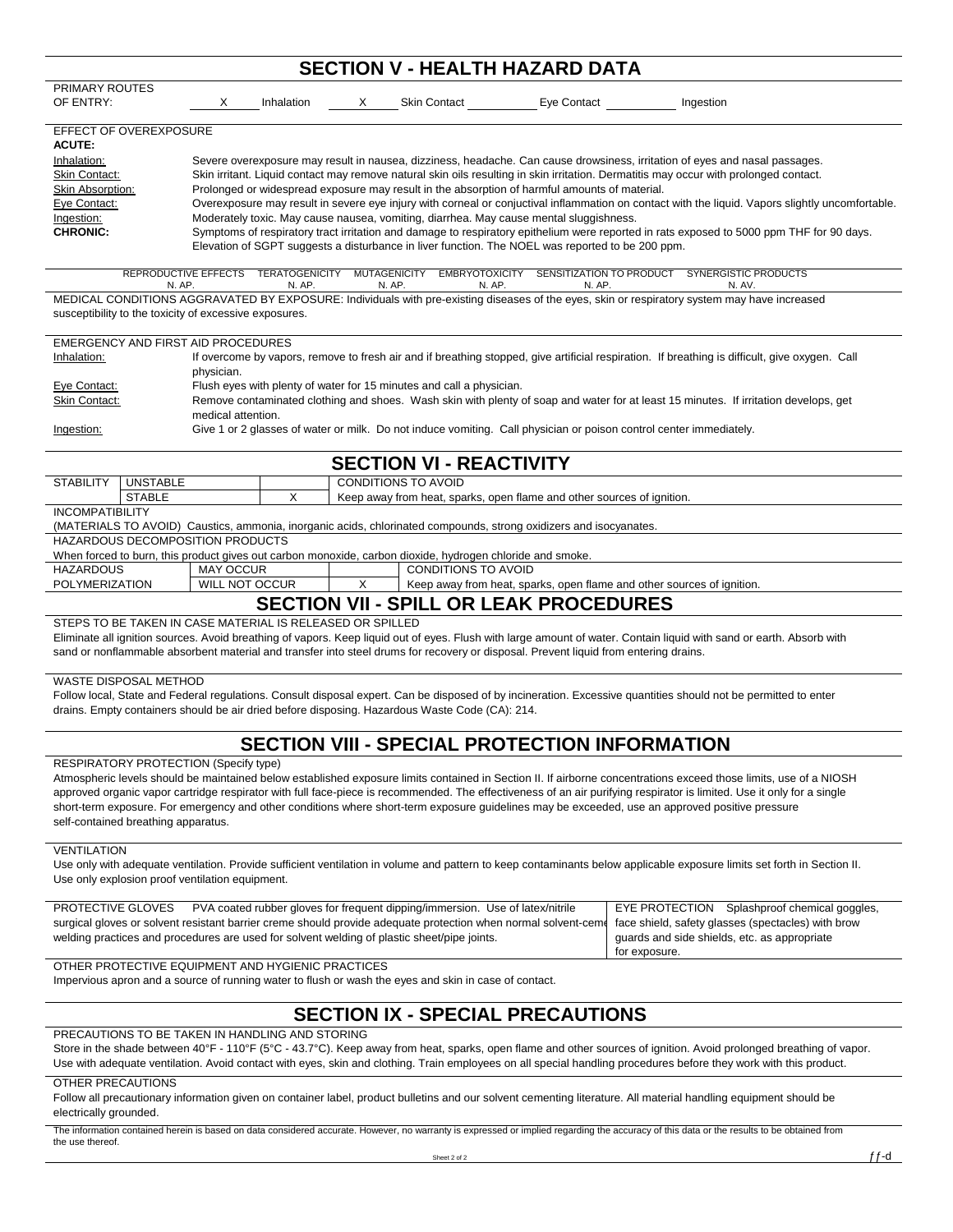## SECTION V - HEALTH HAZARD DATA

PRIMARY ROUTES OF ENTRY: X Inhalation X Skin Contact ____ Eye Contact ____ Ingestion

EFFECT OF OVEREXPOSURE

**ACUTE:**

Inhalation: Severe overexposure may result in nausea, dizziness, headache. Can cause drowsiness, irritation of eyes and nasal passages.

Skin Contact: Skin irritant. Liquid contact may remove natural skin oils resulting in skin irritation. Dermatitis may occur with prolonged contact.

Skin Absorption: Prolonged or widespread exposure may result in the absorption of harmful amounts of material.

Eye Contact: Overexposure may result in severe eye injury with corneal or conjuctival inflammation on contact with the liquid. Vapors slightly uncomfortable.

Ingestion: Moderately toxic. May cause nausea, vomiting, diarrhea. May cause mental sluggishness.

**CHRONIC:** Symptoms of respiratory tract irritation and damage to respiratory epithelium were reported in rats exposed to 5000 ppm THF for 90 days. Elevation of SGPT suggests a disturbance in liver function. The NOEL was reported to be 200 ppm.

| REPRODUCTIVE EFFECTS | TERATOGENICITY | MUTAGENICITY | EMBRYOTOXICITY | SENSITIZATION TO PRODUCT | SYNERGISTIC PRODUCTS |
|---|---|---|---|---|---|
| N. AP. | N. AP. | N. AP. | N. AP. | N. AP. | N. AV. |

MEDICAL CONDITIONS AGGRAVATED BY EXPOSURE: Individuals with pre-existing diseases of the eyes, skin or respiratory system may have increased susceptibility to the toxicity of excessive exposures.

EMERGENCY AND FIRST AID PROCEDURES

Inhalation: If overcome by vapors, remove to fresh air and if breathing stopped, give artificial respiration. If breathing is difficult, give oxygen. Call physician.

Eye Contact: Flush eyes with plenty of water for 15 minutes and call a physician.

Skin Contact: Remove contaminated clothing and shoes. Wash skin with plenty of soap and water for at least 15 minutes. If irritation develops, get medical attention.

Ingestion: Give 1 or 2 glasses of water or milk. Do not induce vomiting. Call physician or poison control center immediately.

## SECTION VI - REACTIVITY

| STABILITY | | | CONDITIONS TO AVOID |
|---|---|---|---|
| | UNSTABLE | | |
| | STABLE | X | Keep away from heat, sparks, open flame and other sources of ignition. |

INCOMPATIBILITY

(MATERIALS TO AVOID) Caustics, ammonia, inorganic acids, chlorinated compounds, strong oxidizers and isocyanates.

HAZARDOUS DECOMPOSITION PRODUCTS

When forced to burn, this product gives out carbon monoxide, carbon dioxide, hydrogen chloride and smoke.

| HAZARDOUS POLYMERIZATION | | | CONDITIONS TO AVOID |
|---|---|---|---|
| | MAY OCCUR | | |
| | WILL NOT OCCUR | X | Keep away from heat, sparks, open flame and other sources of ignition. |

## SECTION VII - SPILL OR LEAK PROCEDURES

STEPS TO BE TAKEN IN CASE MATERIAL IS RELEASED OR SPILLED

Eliminate all ignition sources. Avoid breathing of vapors. Keep liquid out of eyes. Flush with large amount of water. Contain liquid with sand or earth. Absorb with sand or nonflammable absorbent material and transfer into steel drums for recovery or disposal. Prevent liquid from entering drains.

WASTE DISPOSAL METHOD

Follow local, State and Federal regulations. Consult disposal expert. Can be disposed of by incineration. Excessive quantities should not be permitted to enter drains. Empty containers should be air dried before disposing. Hazardous Waste Code (CA): 214.

## SECTION VIII - SPECIAL PROTECTION INFORMATION

RESPIRATORY PROTECTION (Specify type)

Atmospheric levels should be maintained below established exposure limits contained in Section II. If airborne concentrations exceed those limits, use of a NIOSH approved organic vapor cartridge respirator with full face-piece is recommended. The effectiveness of an air purifying respirator is limited. Use it only for a single short-term exposure. For emergency and other conditions where short-term exposure guidelines may be exceeded, use an approved positive pressure self-contained breathing apparatus.

VENTILATION

Use only with adequate ventilation. Provide sufficient ventilation in volume and pattern to keep contaminants below applicable exposure limits set forth in Section II. Use only explosion proof ventilation equipment.

PROTECTIVE GLOVES PVA coated rubber gloves for frequent dipping/immersion. Use of latex/nitrile surgical gloves or solvent resistant barrier creme should provide adequate protection when normal solvent-ceme welding practices and procedures are used for solvent welding of plastic sheet/pipe joints.

EYE PROTECTION Splashproof chemical goggles, face shield, safety glasses (spectacles) with brow guards and side shields, etc. as appropriate for exposure.

OTHER PROTECTIVE EQUIPMENT AND HYGIENIC PRACTICES

Impervious apron and a source of running water to flush or wash the eyes and skin in case of contact.

## SECTION IX - SPECIAL PRECAUTIONS

PRECAUTIONS TO BE TAKEN IN HANDLING AND STORING

Store in the shade between 40°F - 110°F (5°C - 43.7°C). Keep away from heat, sparks, open flame and other sources of ignition. Avoid prolonged breathing of vapor. Use with adequate ventilation. Avoid contact with eyes, skin and clothing. Train employees on all special handling procedures before they work with this product.

OTHER PRECAUTIONS

Follow all precautionary information given on container label, product bulletins and our solvent cementing literature. All material handling equipment should be electrically grounded.

The information contained herein is based on data considered accurate. However, no warranty is expressed or implied regarding the accuracy of this data or the results to be obtained from the use thereof.

*ff*-d